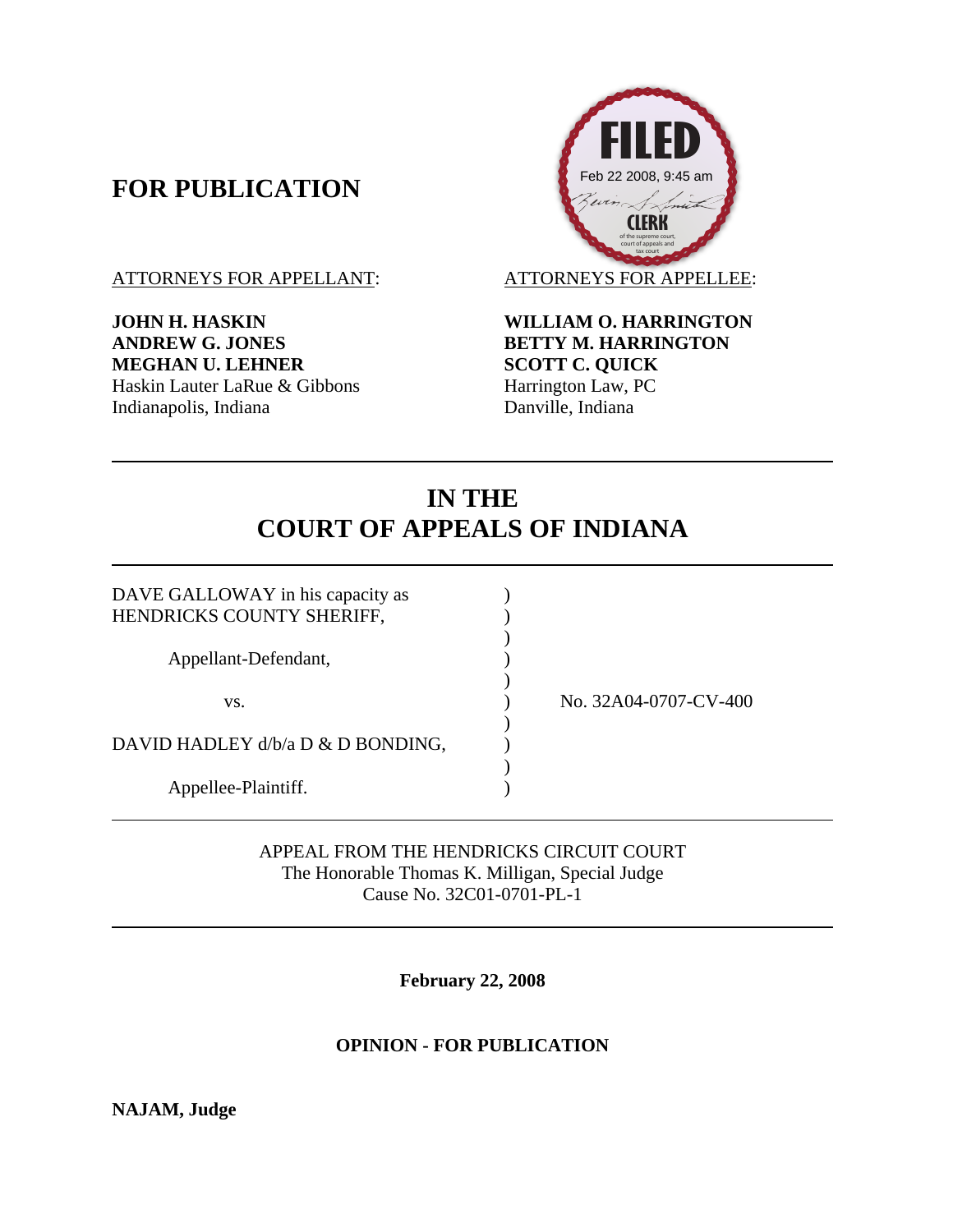**FOR PUBLICATION**

FILED
Feb 22 2008, 9:45 am
CLERK
of the supreme court, court of appeals and tax court

ATTORNEYS FOR APPELLANT:

**JOHN H. HASKIN**
**ANDREW G. JONES**
**MEGHAN U. LEHNER**
Haskin Lauter LaRue & Gibbons
Indianapolis, Indiana

ATTORNEYS FOR APPELLEE:

**WILLIAM O. HARRINGTON**
**BETTY M. HARRINGTON**
**SCOTT C. QUICK**
Harrington Law, PC
Danville, Indiana

# IN THE COURT OF APPEALS OF INDIANA

DAVE GALLOWAY in his capacity as HENDRICKS COUNTY SHERIFF,

Appellant-Defendant,

vs.

DAVID HADLEY d/b/a D & D BONDING,

Appellee-Plaintiff.

No. 32A04-0707-CV-400

APPEAL FROM THE HENDRICKS CIRCUIT COURT
The Honorable Thomas K. Milligan, Special Judge
Cause No. 32C01-0701-PL-1

**February 22, 2008**

**OPINION - FOR PUBLICATION**

**NAJAM, Judge**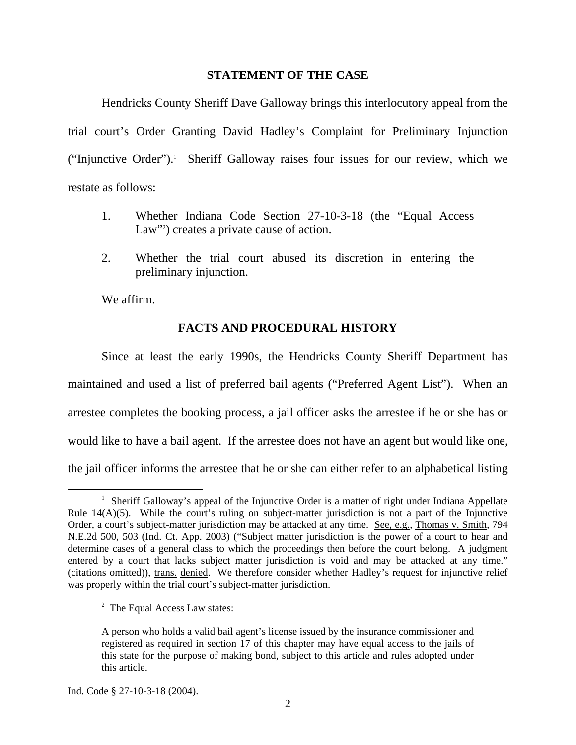## STATEMENT OF THE CASE

Hendricks County Sheriff Dave Galloway brings this interlocutory appeal from the trial court's Order Granting David Hadley's Complaint for Preliminary Injunction ("Injunctive Order").[1] Sheriff Galloway raises four issues for our review, which we restate as follows:

1. Whether Indiana Code Section 27-10-3-18 (the "Equal Access Law"[2]) creates a private cause of action.

2. Whether the trial court abused its discretion in entering the preliminary injunction.

We affirm.

## FACTS AND PROCEDURAL HISTORY

Since at least the early 1990s, the Hendricks County Sheriff Department has maintained and used a list of preferred bail agents ("Preferred Agent List"). When an arrestee completes the booking process, a jail officer asks the arrestee if he or she has or would like to have a bail agent. If the arrestee does not have an agent but would like one, the jail officer informs the arrestee that he or she can either refer to an alphabetical listing

---

[1] Sheriff Galloway's appeal of the Injunctive Order is a matter of right under Indiana Appellate Rule 14(A)(5). While the court's ruling on subject-matter jurisdiction is not a part of the Injunctive Order, a court's subject-matter jurisdiction may be attacked at any time. See, e.g., Thomas v. Smith, 794 N.E.2d 500, 503 (Ind. Ct. App. 2003) ("Subject matter jurisdiction is the power of a court to hear and determine cases of a general class to which the proceedings then before the court belong. A judgment entered by a court that lacks subject matter jurisdiction is void and may be attacked at any time." (citations omitted)), trans. denied. We therefore consider whether Hadley's request for injunctive relief was properly within the trial court's subject-matter jurisdiction.

[2] The Equal Access Law states:

> A person who holds a valid bail agent's license issued by the insurance commissioner and registered as required in section 17 of this chapter may have equal access to the jails of this state for the purpose of making bond, subject to this article and rules adopted under this article.

Ind. Code § 27-10-3-18 (2004).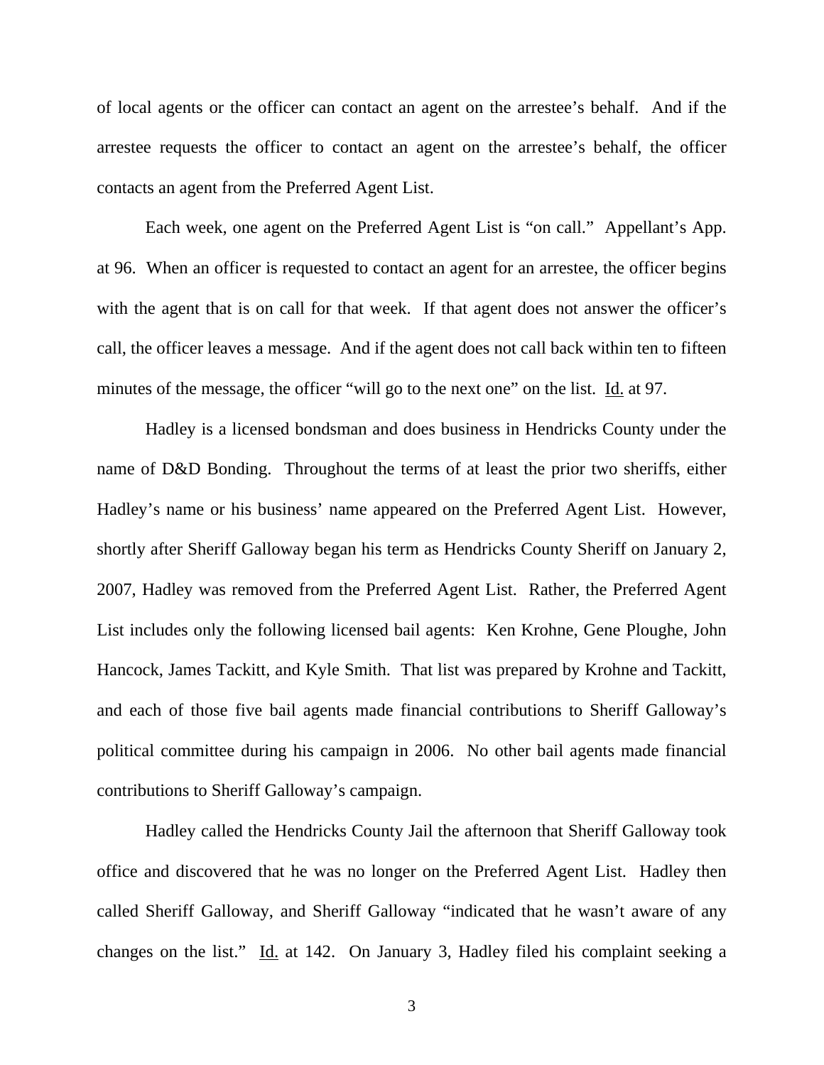of local agents or the officer can contact an agent on the arrestee's behalf. And if the arrestee requests the officer to contact an agent on the arrestee's behalf, the officer contacts an agent from the Preferred Agent List.

Each week, one agent on the Preferred Agent List is "on call." Appellant's App. at 96. When an officer is requested to contact an agent for an arrestee, the officer begins with the agent that is on call for that week. If that agent does not answer the officer's call, the officer leaves a message. And if the agent does not call back within ten to fifteen minutes of the message, the officer "will go to the next one" on the list. Id. at 97.

Hadley is a licensed bondsman and does business in Hendricks County under the name of D&D Bonding. Throughout the terms of at least the prior two sheriffs, either Hadley's name or his business' name appeared on the Preferred Agent List. However, shortly after Sheriff Galloway began his term as Hendricks County Sheriff on January 2, 2007, Hadley was removed from the Preferred Agent List. Rather, the Preferred Agent List includes only the following licensed bail agents: Ken Krohne, Gene Ploughe, John Hancock, James Tackitt, and Kyle Smith. That list was prepared by Krohne and Tackitt, and each of those five bail agents made financial contributions to Sheriff Galloway's political committee during his campaign in 2006. No other bail agents made financial contributions to Sheriff Galloway's campaign.

Hadley called the Hendricks County Jail the afternoon that Sheriff Galloway took office and discovered that he was no longer on the Preferred Agent List. Hadley then called Sheriff Galloway, and Sheriff Galloway "indicated that he wasn't aware of any changes on the list." Id. at 142. On January 3, Hadley filed his complaint seeking a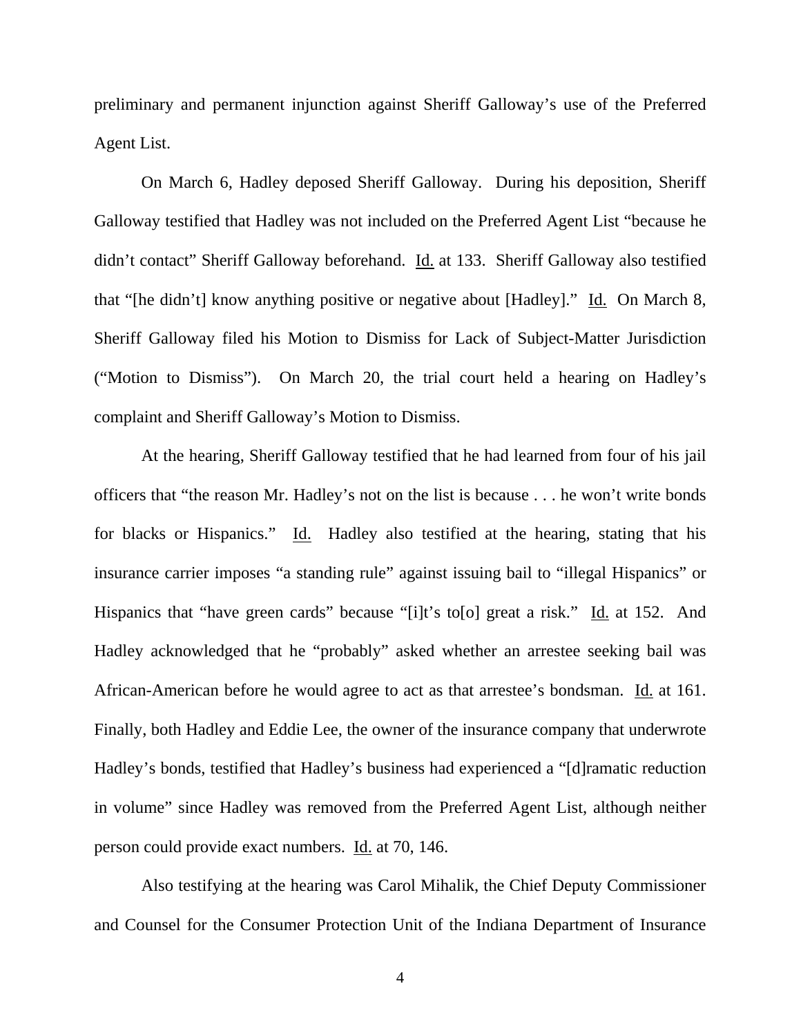preliminary and permanent injunction against Sheriff Galloway's use of the Preferred Agent List.

On March 6, Hadley deposed Sheriff Galloway. During his deposition, Sheriff Galloway testified that Hadley was not included on the Preferred Agent List "because he didn't contact" Sheriff Galloway beforehand. Id. at 133. Sheriff Galloway also testified that "[he didn't] know anything positive or negative about [Hadley]." Id. On March 8, Sheriff Galloway filed his Motion to Dismiss for Lack of Subject-Matter Jurisdiction ("Motion to Dismiss"). On March 20, the trial court held a hearing on Hadley's complaint and Sheriff Galloway's Motion to Dismiss.

At the hearing, Sheriff Galloway testified that he had learned from four of his jail officers that "the reason Mr. Hadley's not on the list is because . . . he won't write bonds for blacks or Hispanics." Id. Hadley also testified at the hearing, stating that his insurance carrier imposes "a standing rule" against issuing bail to "illegal Hispanics" or Hispanics that "have green cards" because "[i]t's to[o] great a risk." Id. at 152. And Hadley acknowledged that he "probably" asked whether an arrestee seeking bail was African-American before he would agree to act as that arrestee's bondsman. Id. at 161. Finally, both Hadley and Eddie Lee, the owner of the insurance company that underwrote Hadley's bonds, testified that Hadley's business had experienced a "[d]ramatic reduction in volume" since Hadley was removed from the Preferred Agent List, although neither person could provide exact numbers. Id. at 70, 146.

Also testifying at the hearing was Carol Mihalik, the Chief Deputy Commissioner and Counsel for the Consumer Protection Unit of the Indiana Department of Insurance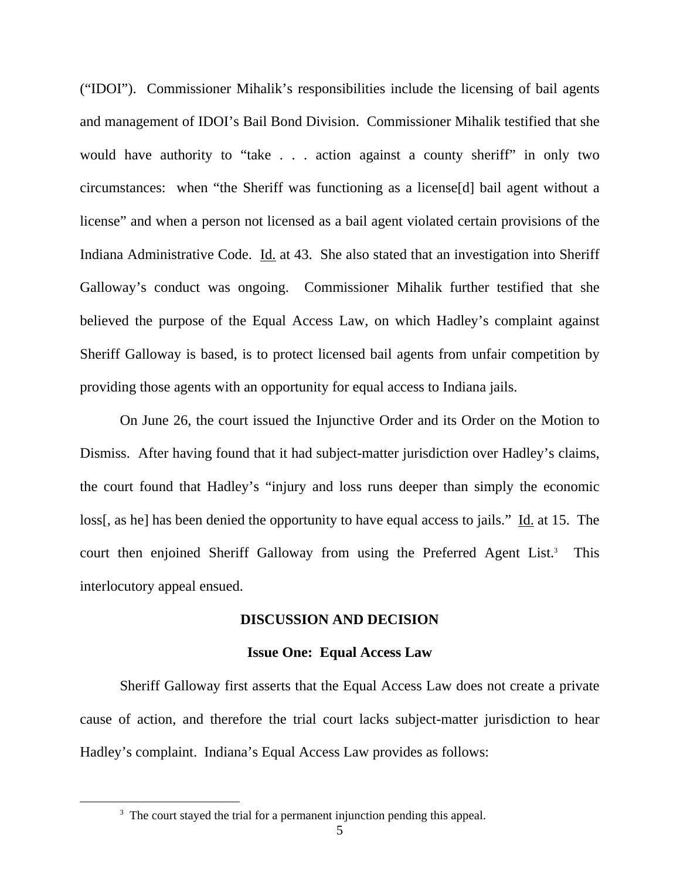("IDOI"). Commissioner Mihalik's responsibilities include the licensing of bail agents and management of IDOI's Bail Bond Division. Commissioner Mihalik testified that she would have authority to "take . . . action against a county sheriff" in only two circumstances: when "the Sheriff was functioning as a license[d] bail agent without a license" and when a person not licensed as a bail agent violated certain provisions of the Indiana Administrative Code. Id. at 43. She also stated that an investigation into Sheriff Galloway's conduct was ongoing. Commissioner Mihalik further testified that she believed the purpose of the Equal Access Law, on which Hadley's complaint against Sheriff Galloway is based, is to protect licensed bail agents from unfair competition by providing those agents with an opportunity for equal access to Indiana jails.

On June 26, the court issued the Injunctive Order and its Order on the Motion to Dismiss. After having found that it had subject-matter jurisdiction over Hadley's claims, the court found that Hadley's "injury and loss runs deeper than simply the economic loss[, as he] has been denied the opportunity to have equal access to jails." Id. at 15. The court then enjoined Sheriff Galloway from using the Preferred Agent List.[3] This interlocutory appeal ensued.

## DISCUSSION AND DECISION

### Issue One: Equal Access Law

Sheriff Galloway first asserts that the Equal Access Law does not create a private cause of action, and therefore the trial court lacks subject-matter jurisdiction to hear Hadley's complaint. Indiana's Equal Access Law provides as follows:

[3] The court stayed the trial for a permanent injunction pending this appeal.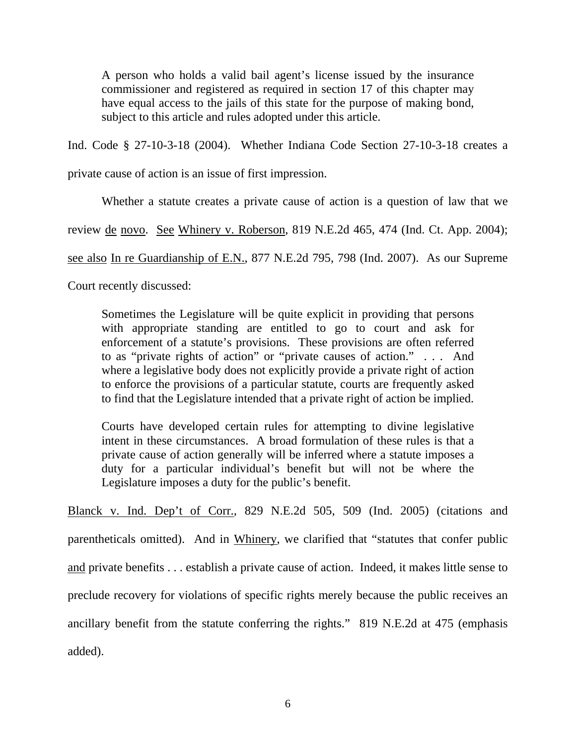> A person who holds a valid bail agent's license issued by the insurance commissioner and registered as required in section 17 of this chapter may have equal access to the jails of this state for the purpose of making bond, subject to this article and rules adopted under this article.

Ind. Code § 27-10-3-18 (2004). Whether Indiana Code Section 27-10-3-18 creates a private cause of action is an issue of first impression.

Whether a statute creates a private cause of action is a question of law that we review _de novo_. _See_ _Whinery v. Roberson_, 819 N.E.2d 465, 474 (Ind. Ct. App. 2004); _see also_ _In re Guardianship of E.N._, 877 N.E.2d 795, 798 (Ind. 2007). As our Supreme Court recently discussed:

> Sometimes the Legislature will be quite explicit in providing that persons with appropriate standing are entitled to go to court and ask for enforcement of a statute's provisions. These provisions are often referred to as "private rights of action" or "private causes of action." . . . And where a legislative body does not explicitly provide a private right of action to enforce the provisions of a particular statute, courts are frequently asked to find that the Legislature intended that a private right of action be implied.
>
> Courts have developed certain rules for attempting to divine legislative intent in these circumstances. A broad formulation of these rules is that a private cause of action generally will be inferred where a statute imposes a duty for a particular individual's benefit but will not be where the Legislature imposes a duty for the public's benefit.

_Blanck v. Ind. Dep't of Corr._, 829 N.E.2d 505, 509 (Ind. 2005) (citations and parentheticals omitted). And in _Whinery_, we clarified that "statutes that confer public _and_ private benefits . . . establish a private cause of action. Indeed, it makes little sense to preclude recovery for violations of specific rights merely because the public receives an ancillary benefit from the statute conferring the rights." 819 N.E.2d at 475 (emphasis added).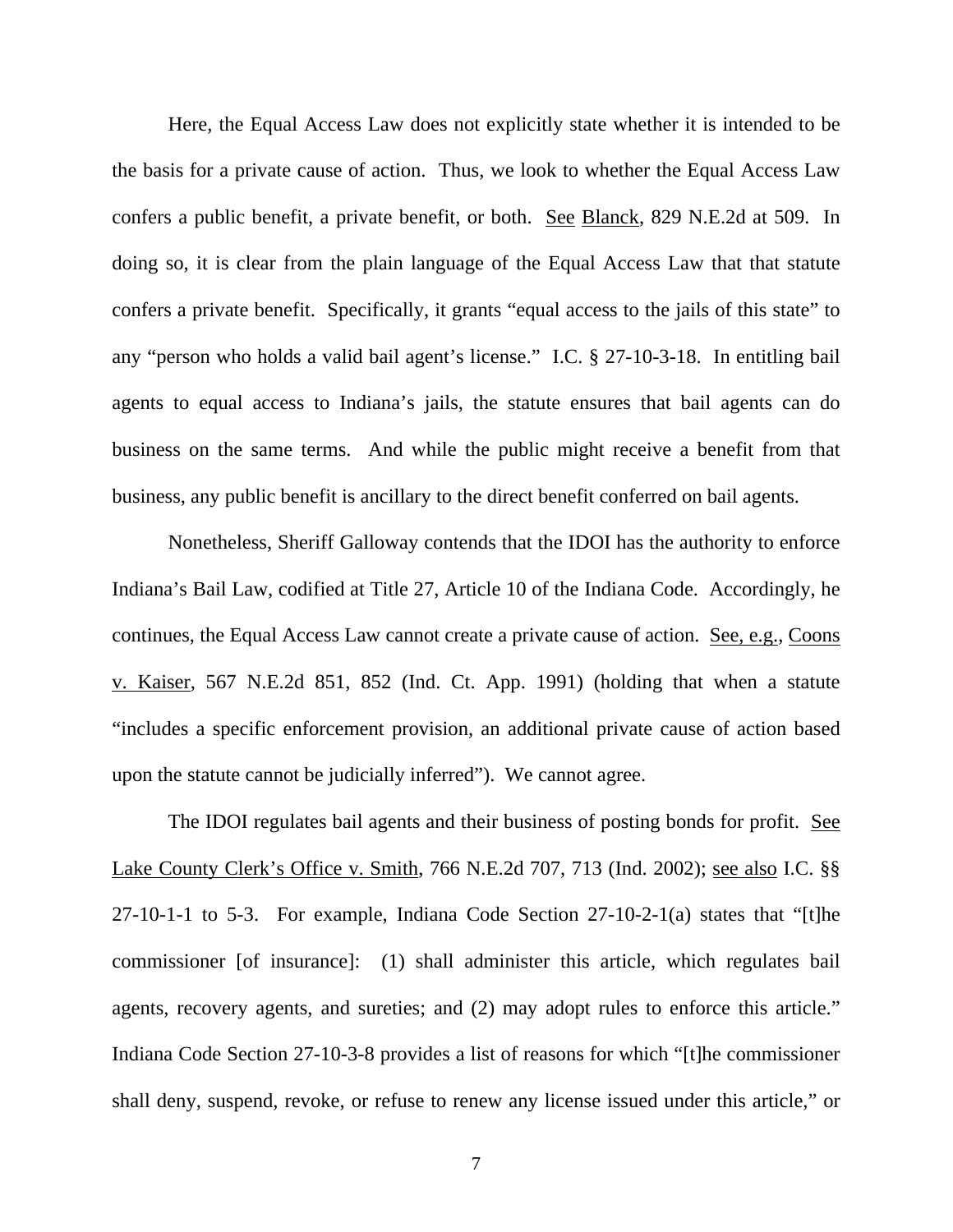Here, the Equal Access Law does not explicitly state whether it is intended to be the basis for a private cause of action. Thus, we look to whether the Equal Access Law confers a public benefit, a private benefit, or both. See Blanck, 829 N.E.2d at 509. In doing so, it is clear from the plain language of the Equal Access Law that that statute confers a private benefit. Specifically, it grants "equal access to the jails of this state" to any "person who holds a valid bail agent's license." I.C. § 27-10-3-18. In entitling bail agents to equal access to Indiana's jails, the statute ensures that bail agents can do business on the same terms. And while the public might receive a benefit from that business, any public benefit is ancillary to the direct benefit conferred on bail agents.

Nonetheless, Sheriff Galloway contends that the IDOI has the authority to enforce Indiana's Bail Law, codified at Title 27, Article 10 of the Indiana Code. Accordingly, he continues, the Equal Access Law cannot create a private cause of action. See, e.g., Coons v. Kaiser, 567 N.E.2d 851, 852 (Ind. Ct. App. 1991) (holding that when a statute "includes a specific enforcement provision, an additional private cause of action based upon the statute cannot be judicially inferred"). We cannot agree.

The IDOI regulates bail agents and their business of posting bonds for profit. See Lake County Clerk's Office v. Smith, 766 N.E.2d 707, 713 (Ind. 2002); see also I.C. §§ 27-10-1-1 to 5-3. For example, Indiana Code Section 27-10-2-1(a) states that "[t]he commissioner [of insurance]: (1) shall administer this article, which regulates bail agents, recovery agents, and sureties; and (2) may adopt rules to enforce this article." Indiana Code Section 27-10-3-8 provides a list of reasons for which "[t]he commissioner shall deny, suspend, revoke, or refuse to renew any license issued under this article," or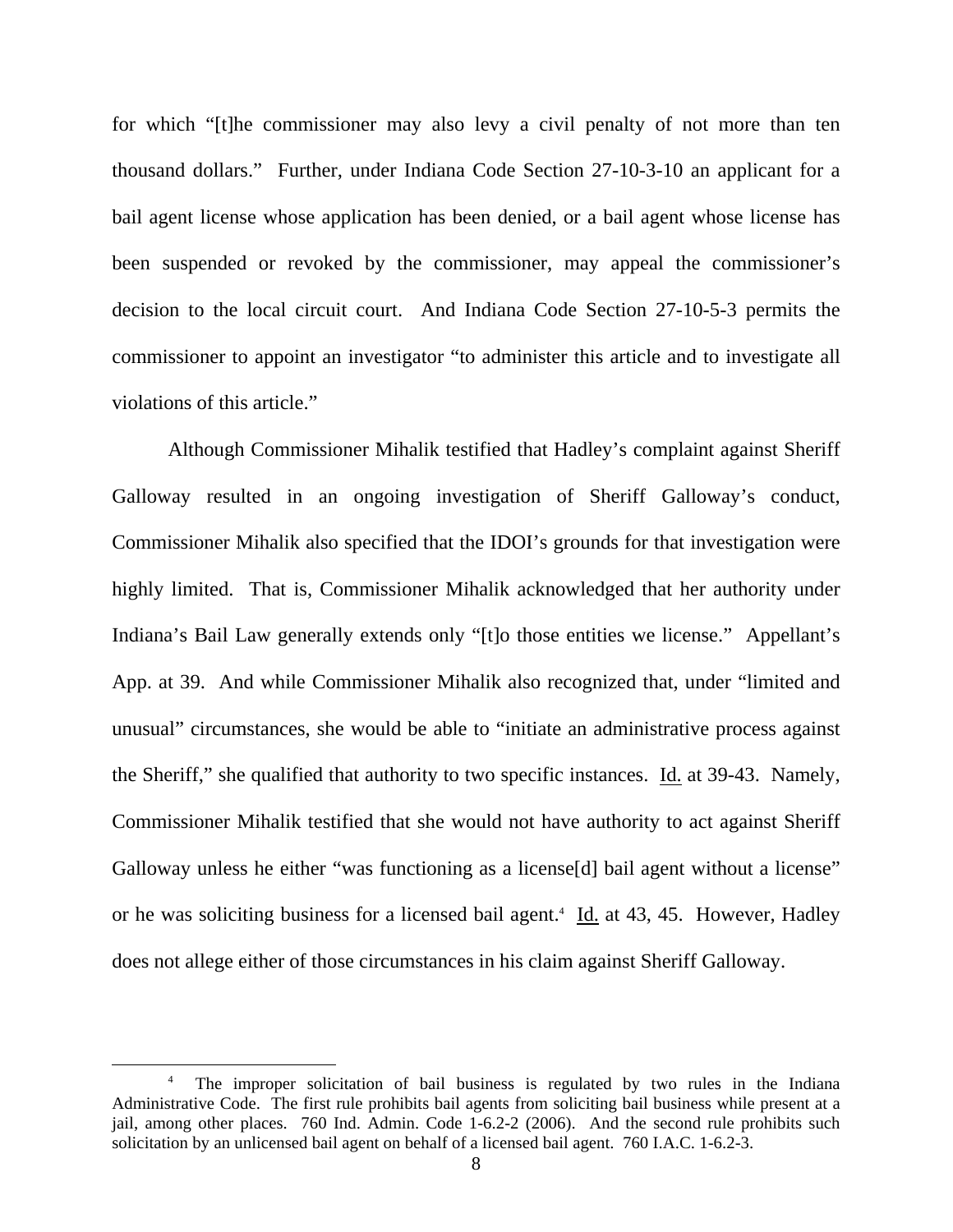for which "[t]he commissioner may also levy a civil penalty of not more than ten thousand dollars." Further, under Indiana Code Section 27-10-3-10 an applicant for a bail agent license whose application has been denied, or a bail agent whose license has been suspended or revoked by the commissioner, may appeal the commissioner's decision to the local circuit court. And Indiana Code Section 27-10-5-3 permits the commissioner to appoint an investigator "to administer this article and to investigate all violations of this article."

Although Commissioner Mihalik testified that Hadley's complaint against Sheriff Galloway resulted in an ongoing investigation of Sheriff Galloway's conduct, Commissioner Mihalik also specified that the IDOI's grounds for that investigation were highly limited. That is, Commissioner Mihalik acknowledged that her authority under Indiana's Bail Law generally extends only "[t]o those entities we license." Appellant's App. at 39. And while Commissioner Mihalik also recognized that, under "limited and unusual" circumstances, she would be able to "initiate an administrative process against the Sheriff," she qualified that authority to two specific instances. Id. at 39-43. Namely, Commissioner Mihalik testified that she would not have authority to act against Sheriff Galloway unless he either "was functioning as a license[d] bail agent without a license" or he was soliciting business for a licensed bail agent.[4] Id. at 43, 45. However, Hadley does not allege either of those circumstances in his claim against Sheriff Galloway.

[4] The improper solicitation of bail business is regulated by two rules in the Indiana Administrative Code. The first rule prohibits bail agents from soliciting bail business while present at a jail, among other places. 760 Ind. Admin. Code 1-6.2-2 (2006). And the second rule prohibits such solicitation by an unlicensed bail agent on behalf of a licensed bail agent. 760 I.A.C. 1-6.2-3.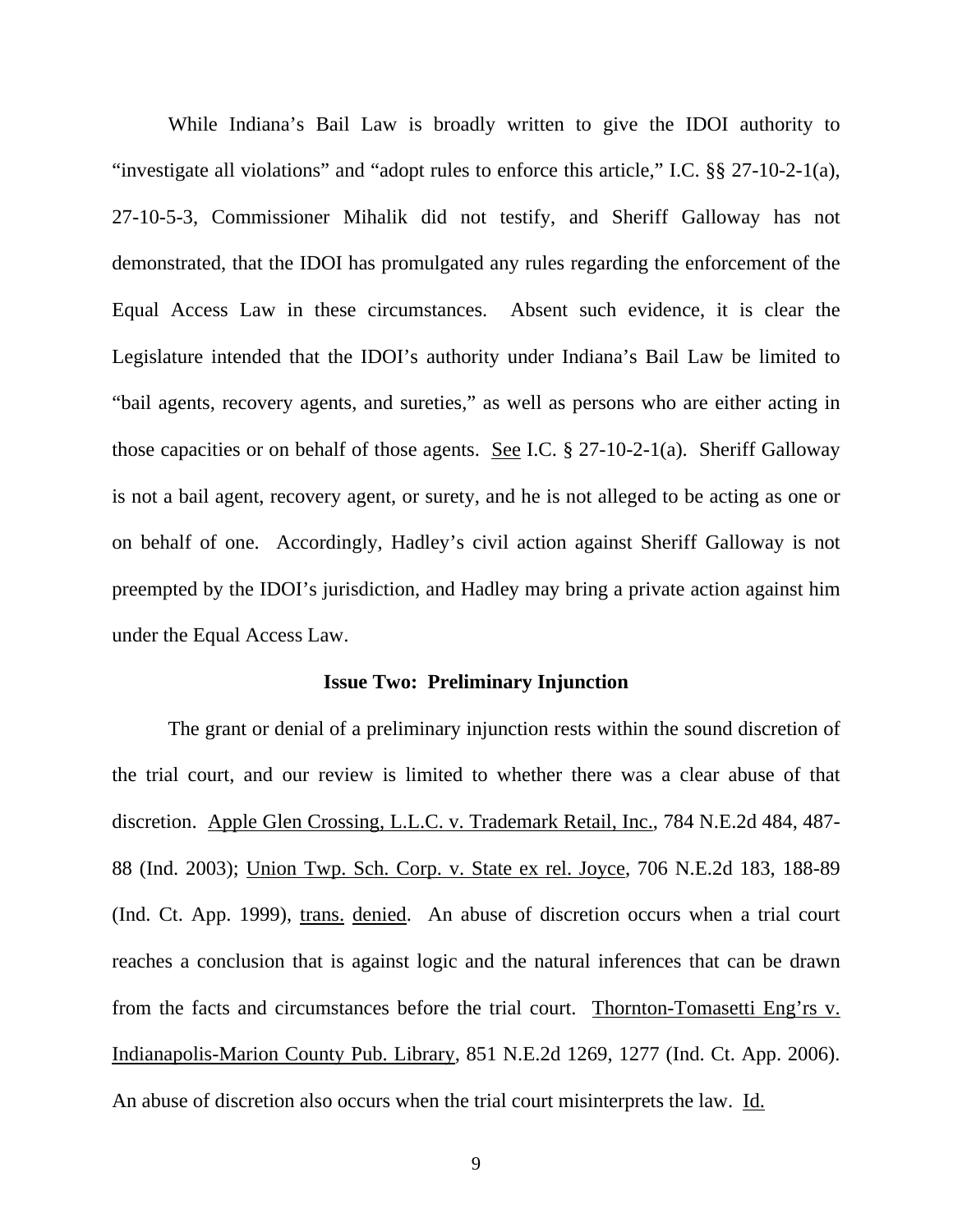While Indiana's Bail Law is broadly written to give the IDOI authority to "investigate all violations" and "adopt rules to enforce this article," I.C. §§ 27-10-2-1(a), 27-10-5-3, Commissioner Mihalik did not testify, and Sheriff Galloway has not demonstrated, that the IDOI has promulgated any rules regarding the enforcement of the Equal Access Law in these circumstances. Absent such evidence, it is clear the Legislature intended that the IDOI's authority under Indiana's Bail Law be limited to "bail agents, recovery agents, and sureties," as well as persons who are either acting in those capacities or on behalf of those agents. See I.C. § 27-10-2-1(a). Sheriff Galloway is not a bail agent, recovery agent, or surety, and he is not alleged to be acting as one or on behalf of one. Accordingly, Hadley's civil action against Sheriff Galloway is not preempted by the IDOI's jurisdiction, and Hadley may bring a private action against him under the Equal Access Law.

**Issue Two: Preliminary Injunction**

The grant or denial of a preliminary injunction rests within the sound discretion of the trial court, and our review is limited to whether there was a clear abuse of that discretion. Apple Glen Crossing, L.L.C. v. Trademark Retail, Inc., 784 N.E.2d 484, 487-88 (Ind. 2003); Union Twp. Sch. Corp. v. State ex rel. Joyce, 706 N.E.2d 183, 188-89 (Ind. Ct. App. 1999), trans. denied. An abuse of discretion occurs when a trial court reaches a conclusion that is against logic and the natural inferences that can be drawn from the facts and circumstances before the trial court. Thornton-Tomasetti Eng'rs v. Indianapolis-Marion County Pub. Library, 851 N.E.2d 1269, 1277 (Ind. Ct. App. 2006). An abuse of discretion also occurs when the trial court misinterprets the law. Id.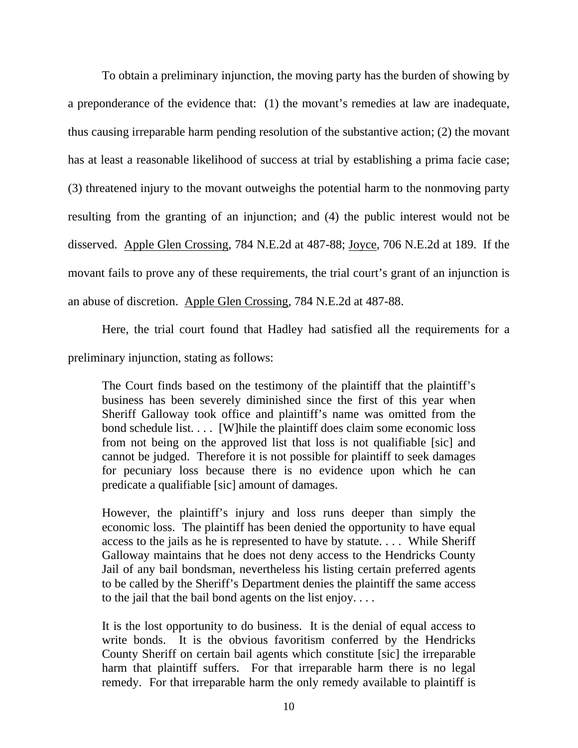To obtain a preliminary injunction, the moving party has the burden of showing by a preponderance of the evidence that: (1) the movant's remedies at law are inadequate, thus causing irreparable harm pending resolution of the substantive action; (2) the movant has at least a reasonable likelihood of success at trial by establishing a prima facie case; (3) threatened injury to the movant outweighs the potential harm to the nonmoving party resulting from the granting of an injunction; and (4) the public interest would not be disserved. Apple Glen Crossing, 784 N.E.2d at 487-88; Joyce, 706 N.E.2d at 189. If the movant fails to prove any of these requirements, the trial court's grant of an injunction is an abuse of discretion. Apple Glen Crossing, 784 N.E.2d at 487-88.

Here, the trial court found that Hadley had satisfied all the requirements for a preliminary injunction, stating as follows:

> The Court finds based on the testimony of the plaintiff that the plaintiff's business has been severely diminished since the first of this year when Sheriff Galloway took office and plaintiff's name was omitted from the bond schedule list. . . . [W]hile the plaintiff does claim some economic loss from not being on the approved list that loss is not qualifiable [sic] and cannot be judged. Therefore it is not possible for plaintiff to seek damages for pecuniary loss because there is no evidence upon which he can predicate a qualifiable [sic] amount of damages.
>
> However, the plaintiff's injury and loss runs deeper than simply the economic loss. The plaintiff has been denied the opportunity to have equal access to the jails as he is represented to have by statute. . . . While Sheriff Galloway maintains that he does not deny access to the Hendricks County Jail of any bail bondsman, nevertheless his listing certain preferred agents to be called by the Sheriff's Department denies the plaintiff the same access to the jail that the bail bond agents on the list enjoy. . . .
>
> It is the lost opportunity to do business. It is the denial of equal access to write bonds. It is the obvious favoritism conferred by the Hendricks County Sheriff on certain bail agents which constitute [sic] the irreparable harm that plaintiff suffers. For that irreparable harm there is no legal remedy. For that irreparable harm the only remedy available to plaintiff is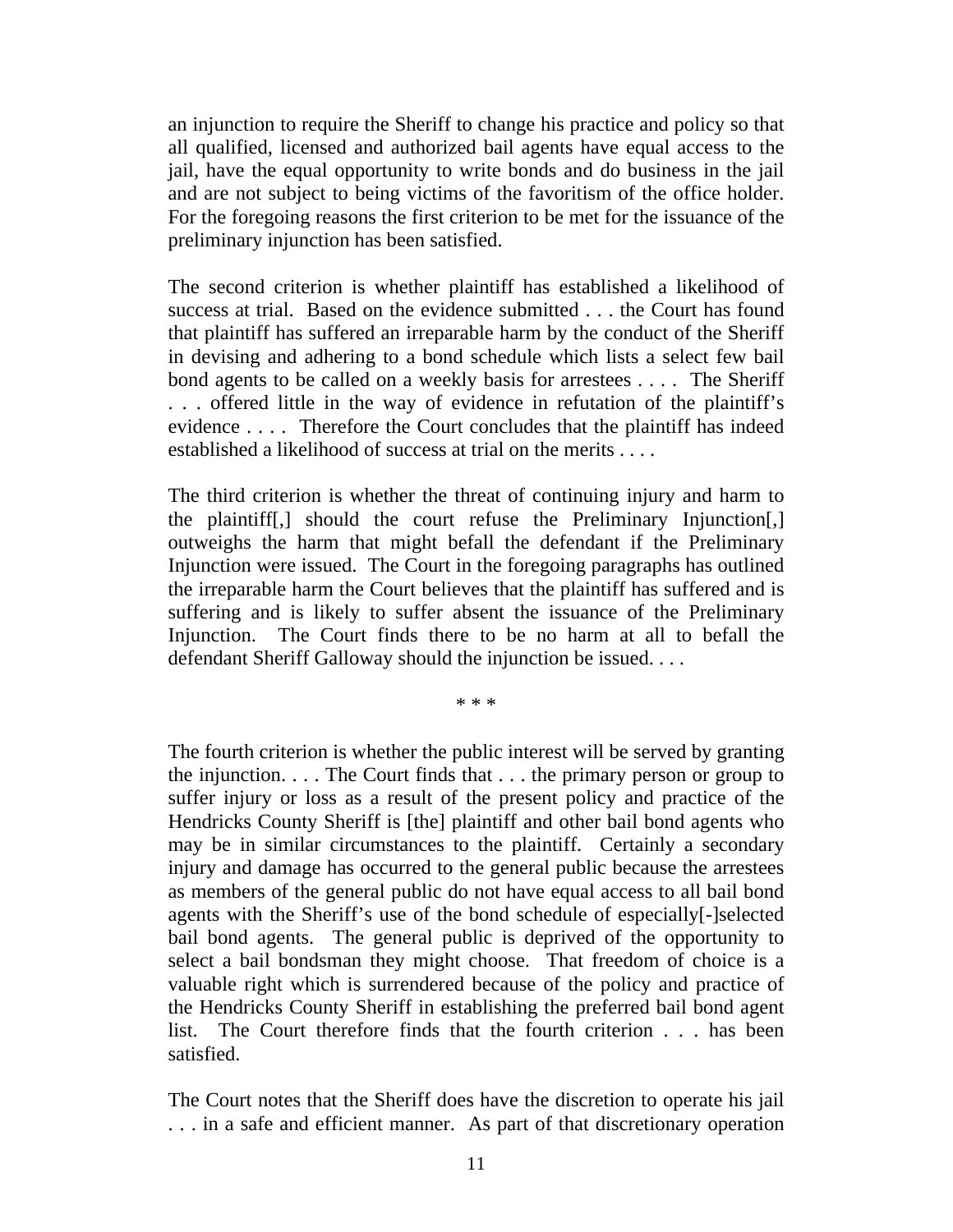an injunction to require the Sheriff to change his practice and policy so that all qualified, licensed and authorized bail agents have equal access to the jail, have the equal opportunity to write bonds and do business in the jail and are not subject to being victims of the favoritism of the office holder. For the foregoing reasons the first criterion to be met for the issuance of the preliminary injunction has been satisfied.

The second criterion is whether plaintiff has established a likelihood of success at trial. Based on the evidence submitted . . . the Court has found that plaintiff has suffered an irreparable harm by the conduct of the Sheriff in devising and adhering to a bond schedule which lists a select few bail bond agents to be called on a weekly basis for arrestees . . . . The Sheriff . . . offered little in the way of evidence in refutation of the plaintiff's evidence . . . . Therefore the Court concludes that the plaintiff has indeed established a likelihood of success at trial on the merits . . . .

The third criterion is whether the threat of continuing injury and harm to the plaintiff[,] should the court refuse the Preliminary Injunction[,] outweighs the harm that might befall the defendant if the Preliminary Injunction were issued. The Court in the foregoing paragraphs has outlined the irreparable harm the Court believes that the plaintiff has suffered and is suffering and is likely to suffer absent the issuance of the Preliminary Injunction. The Court finds there to be no harm at all to befall the defendant Sheriff Galloway should the injunction be issued. . . .

\* \* \*

The fourth criterion is whether the public interest will be served by granting the injunction. . . . The Court finds that . . . the primary person or group to suffer injury or loss as a result of the present policy and practice of the Hendricks County Sheriff is [the] plaintiff and other bail bond agents who may be in similar circumstances to the plaintiff. Certainly a secondary injury and damage has occurred to the general public because the arrestees as members of the general public do not have equal access to all bail bond agents with the Sheriff's use of the bond schedule of especially[-]selected bail bond agents. The general public is deprived of the opportunity to select a bail bondsman they might choose. That freedom of choice is a valuable right which is surrendered because of the policy and practice of the Hendricks County Sheriff in establishing the preferred bail bond agent list. The Court therefore finds that the fourth criterion . . . has been satisfied.

The Court notes that the Sheriff does have the discretion to operate his jail . . . in a safe and efficient manner. As part of that discretionary operation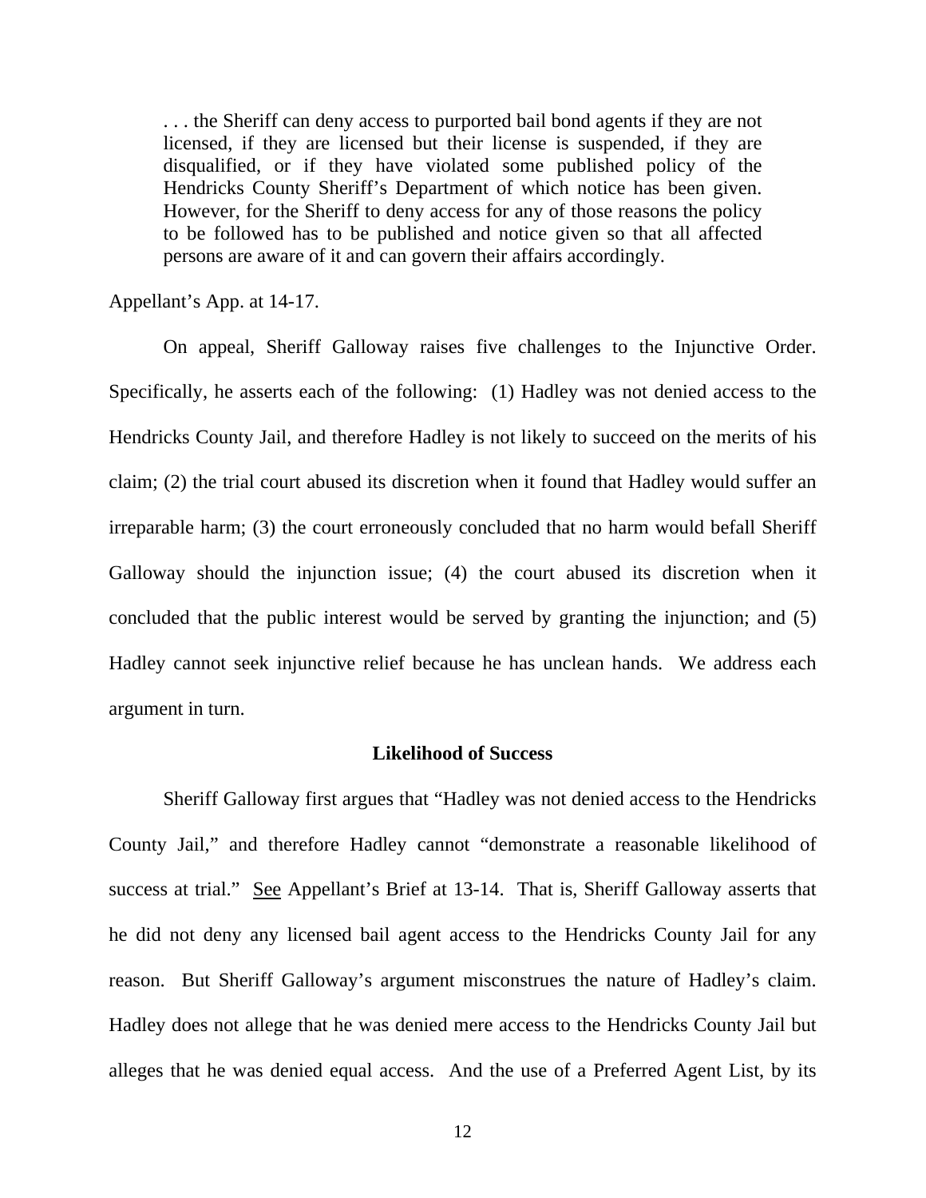> . . . the Sheriff can deny access to purported bail bond agents if they are not licensed, if they are licensed but their license is suspended, if they are disqualified, or if they have violated some published policy of the Hendricks County Sheriff's Department of which notice has been given. However, for the Sheriff to deny access for any of those reasons the policy to be followed has to be published and notice given so that all affected persons are aware of it and can govern their affairs accordingly.

Appellant's App. at 14-17.

On appeal, Sheriff Galloway raises five challenges to the Injunctive Order. Specifically, he asserts each of the following: (1) Hadley was not denied access to the Hendricks County Jail, and therefore Hadley is not likely to succeed on the merits of his claim; (2) the trial court abused its discretion when it found that Hadley would suffer an irreparable harm; (3) the court erroneously concluded that no harm would befall Sheriff Galloway should the injunction issue; (4) the court abused its discretion when it concluded that the public interest would be served by granting the injunction; and (5) Hadley cannot seek injunctive relief because he has unclean hands. We address each argument in turn.

**Likelihood of Success**

Sheriff Galloway first argues that "Hadley was not denied access to the Hendricks County Jail," and therefore Hadley cannot "demonstrate a reasonable likelihood of success at trial." See Appellant's Brief at 13-14. That is, Sheriff Galloway asserts that he did not deny any licensed bail agent access to the Hendricks County Jail for any reason. But Sheriff Galloway's argument misconstrues the nature of Hadley's claim. Hadley does not allege that he was denied mere access to the Hendricks County Jail but alleges that he was denied equal access. And the use of a Preferred Agent List, by its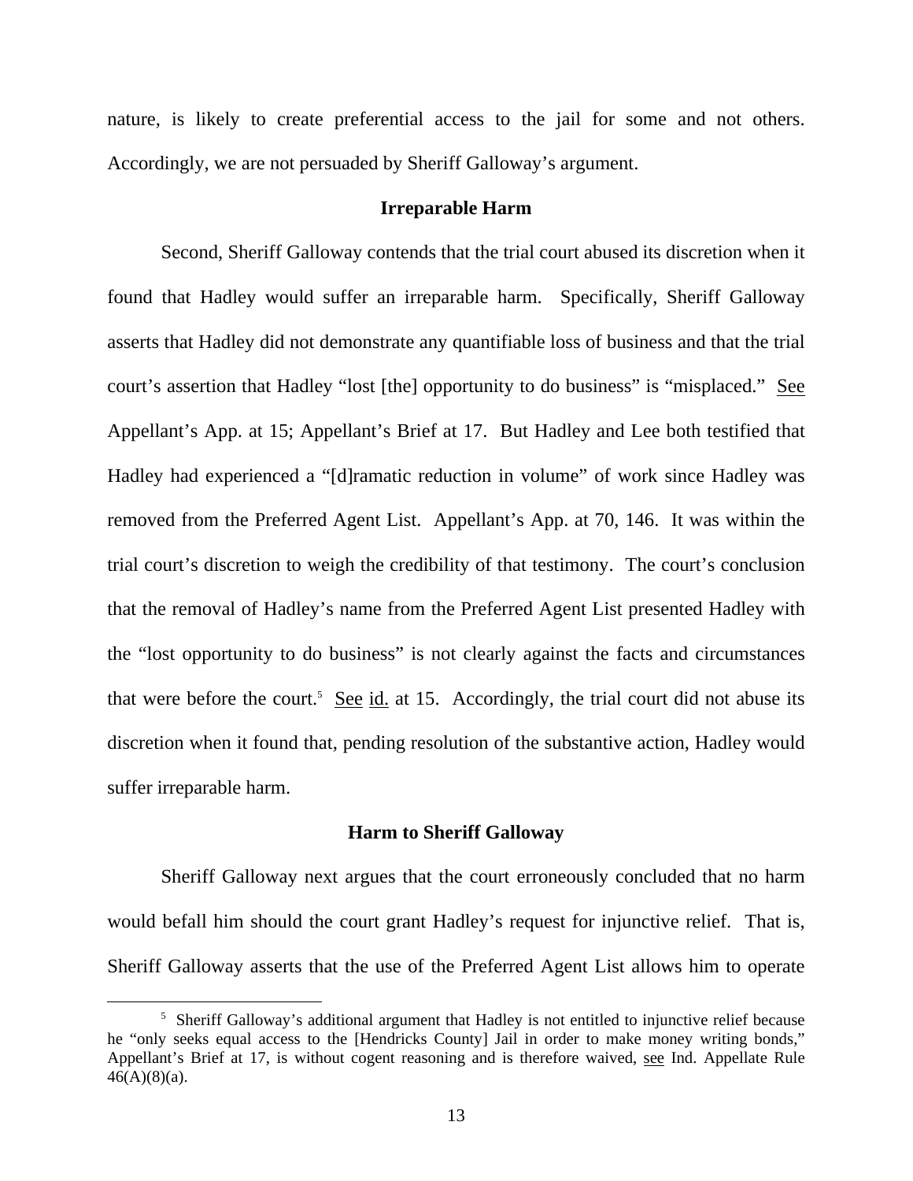nature, is likely to create preferential access to the jail for some and not others. Accordingly, we are not persuaded by Sheriff Galloway's argument.

### Irreparable Harm

Second, Sheriff Galloway contends that the trial court abused its discretion when it found that Hadley would suffer an irreparable harm. Specifically, Sheriff Galloway asserts that Hadley did not demonstrate any quantifiable loss of business and that the trial court's assertion that Hadley "lost [the] opportunity to do business" is "misplaced." See Appellant's App. at 15; Appellant's Brief at 17. But Hadley and Lee both testified that Hadley had experienced a "[d]ramatic reduction in volume" of work since Hadley was removed from the Preferred Agent List. Appellant's App. at 70, 146. It was within the trial court's discretion to weigh the credibility of that testimony. The court's conclusion that the removal of Hadley's name from the Preferred Agent List presented Hadley with the "lost opportunity to do business" is not clearly against the facts and circumstances that were before the court.[5] See id. at 15. Accordingly, the trial court did not abuse its discretion when it found that, pending resolution of the substantive action, Hadley would suffer irreparable harm.

### Harm to Sheriff Galloway

Sheriff Galloway next argues that the court erroneously concluded that no harm would befall him should the court grant Hadley's request for injunctive relief. That is, Sheriff Galloway asserts that the use of the Preferred Agent List allows him to operate

---

[5] Sheriff Galloway's additional argument that Hadley is not entitled to injunctive relief because he "only seeks equal access to the [Hendricks County] Jail in order to make money writing bonds," Appellant's Brief at 17, is without cogent reasoning and is therefore waived, see Ind. Appellate Rule 46(A)(8)(a).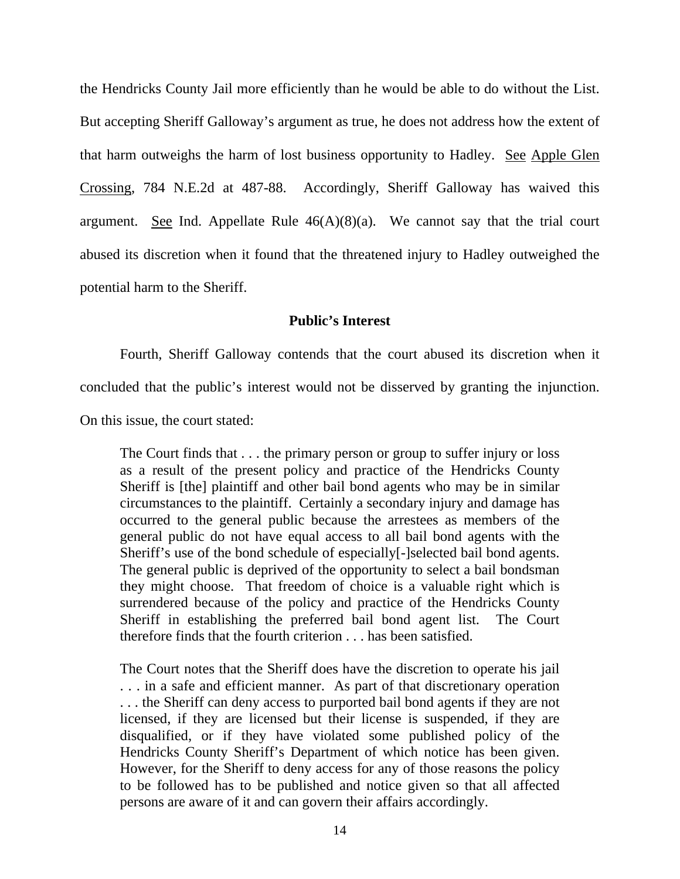the Hendricks County Jail more efficiently than he would be able to do without the List. But accepting Sheriff Galloway's argument as true, he does not address how the extent of that harm outweighs the harm of lost business opportunity to Hadley. See Apple Glen Crossing, 784 N.E.2d at 487-88. Accordingly, Sheriff Galloway has waived this argument. See Ind. Appellate Rule 46(A)(8)(a). We cannot say that the trial court abused its discretion when it found that the threatened injury to Hadley outweighed the potential harm to the Sheriff.

## Public's Interest

Fourth, Sheriff Galloway contends that the court abused its discretion when it concluded that the public's interest would not be disserved by granting the injunction. On this issue, the court stated:

> The Court finds that . . . the primary person or group to suffer injury or loss as a result of the present policy and practice of the Hendricks County Sheriff is [the] plaintiff and other bail bond agents who may be in similar circumstances to the plaintiff. Certainly a secondary injury and damage has occurred to the general public because the arrestees as members of the general public do not have equal access to all bail bond agents with the Sheriff's use of the bond schedule of especially[-]selected bail bond agents. The general public is deprived of the opportunity to select a bail bondsman they might choose. That freedom of choice is a valuable right which is surrendered because of the policy and practice of the Hendricks County Sheriff in establishing the preferred bail bond agent list. The Court therefore finds that the fourth criterion . . . has been satisfied.
>
> The Court notes that the Sheriff does have the discretion to operate his jail . . . in a safe and efficient manner. As part of that discretionary operation . . . the Sheriff can deny access to purported bail bond agents if they are not licensed, if they are licensed but their license is suspended, if they are disqualified, or if they have violated some published policy of the Hendricks County Sheriff's Department of which notice has been given. However, for the Sheriff to deny access for any of those reasons the policy to be followed has to be published and notice given so that all affected persons are aware of it and can govern their affairs accordingly.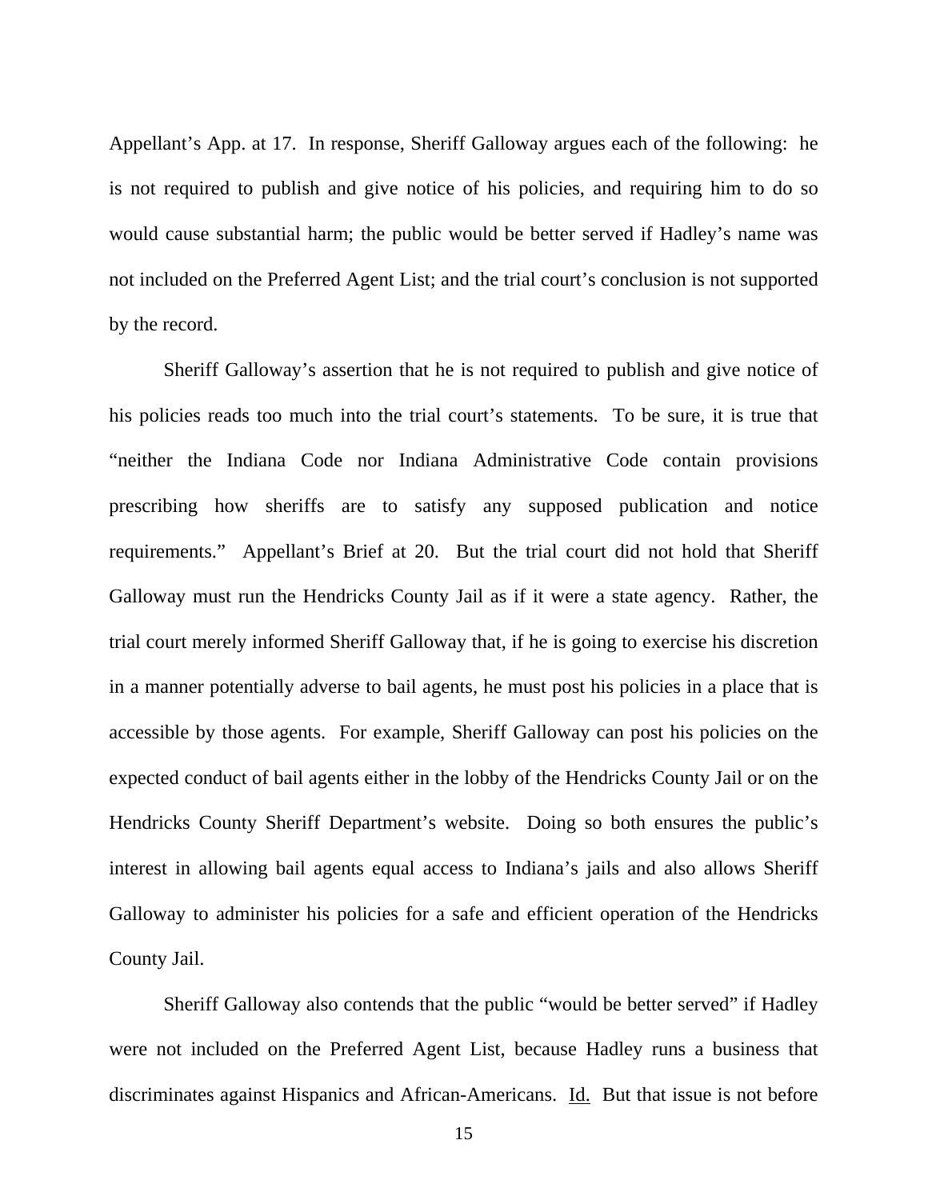Appellant's App. at 17. In response, Sheriff Galloway argues each of the following: he is not required to publish and give notice of his policies, and requiring him to do so would cause substantial harm; the public would be better served if Hadley's name was not included on the Preferred Agent List; and the trial court's conclusion is not supported by the record.

Sheriff Galloway's assertion that he is not required to publish and give notice of his policies reads too much into the trial court's statements. To be sure, it is true that "neither the Indiana Code nor Indiana Administrative Code contain provisions prescribing how sheriffs are to satisfy any supposed publication and notice requirements." Appellant's Brief at 20. But the trial court did not hold that Sheriff Galloway must run the Hendricks County Jail as if it were a state agency. Rather, the trial court merely informed Sheriff Galloway that, if he is going to exercise his discretion in a manner potentially adverse to bail agents, he must post his policies in a place that is accessible by those agents. For example, Sheriff Galloway can post his policies on the expected conduct of bail agents either in the lobby of the Hendricks County Jail or on the Hendricks County Sheriff Department's website. Doing so both ensures the public's interest in allowing bail agents equal access to Indiana's jails and also allows Sheriff Galloway to administer his policies for a safe and efficient operation of the Hendricks County Jail.

Sheriff Galloway also contends that the public "would be better served" if Hadley were not included on the Preferred Agent List, because Hadley runs a business that discriminates against Hispanics and African-Americans. Id. But that issue is not before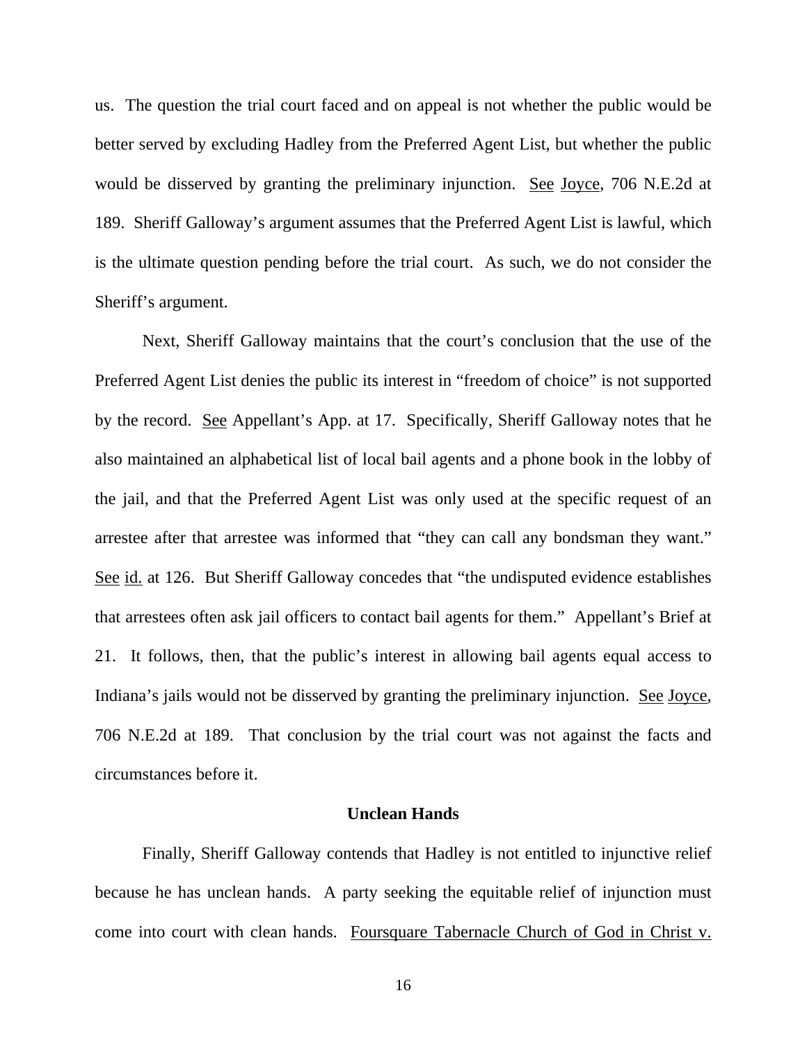us. The question the trial court faced and on appeal is not whether the public would be better served by excluding Hadley from the Preferred Agent List, but whether the public would be disserved by granting the preliminary injunction. See Joyce, 706 N.E.2d at 189. Sheriff Galloway's argument assumes that the Preferred Agent List is lawful, which is the ultimate question pending before the trial court. As such, we do not consider the Sheriff's argument.

Next, Sheriff Galloway maintains that the court's conclusion that the use of the Preferred Agent List denies the public its interest in "freedom of choice" is not supported by the record. See Appellant's App. at 17. Specifically, Sheriff Galloway notes that he also maintained an alphabetical list of local bail agents and a phone book in the lobby of the jail, and that the Preferred Agent List was only used at the specific request of an arrestee after that arrestee was informed that "they can call any bondsman they want." See id. at 126. But Sheriff Galloway concedes that "the undisputed evidence establishes that arrestees often ask jail officers to contact bail agents for them." Appellant's Brief at 21. It follows, then, that the public's interest in allowing bail agents equal access to Indiana's jails would not be disserved by granting the preliminary injunction. See Joyce, 706 N.E.2d at 189. That conclusion by the trial court was not against the facts and circumstances before it.

### Unclean Hands

Finally, Sheriff Galloway contends that Hadley is not entitled to injunctive relief because he has unclean hands. A party seeking the equitable relief of injunction must come into court with clean hands. Foursquare Tabernacle Church of God in Christ v.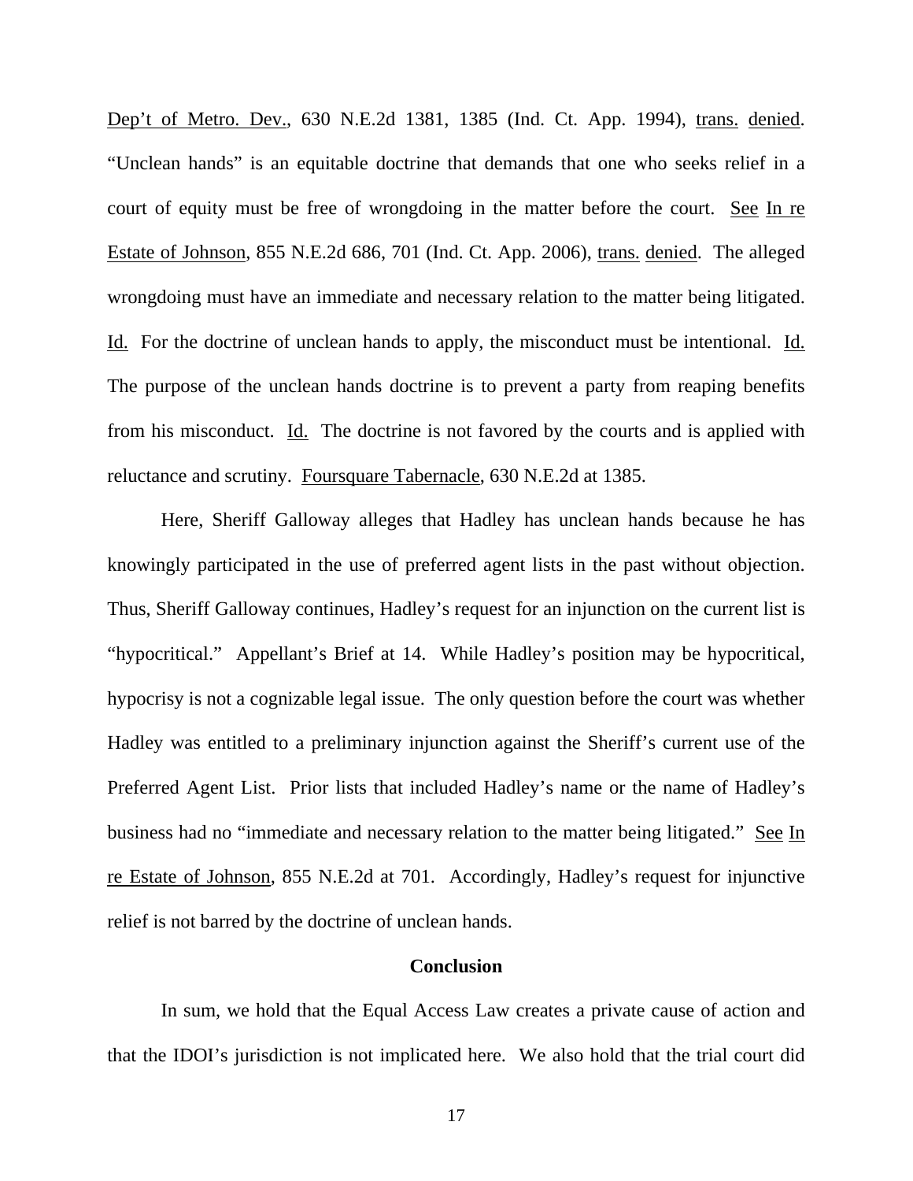Dep't of Metro. Dev., 630 N.E.2d 1381, 1385 (Ind. Ct. App. 1994), trans. denied. "Unclean hands" is an equitable doctrine that demands that one who seeks relief in a court of equity must be free of wrongdoing in the matter before the court. See In re Estate of Johnson, 855 N.E.2d 686, 701 (Ind. Ct. App. 2006), trans. denied. The alleged wrongdoing must have an immediate and necessary relation to the matter being litigated. Id. For the doctrine of unclean hands to apply, the misconduct must be intentional. Id. The purpose of the unclean hands doctrine is to prevent a party from reaping benefits from his misconduct. Id. The doctrine is not favored by the courts and is applied with reluctance and scrutiny. Foursquare Tabernacle, 630 N.E.2d at 1385.

Here, Sheriff Galloway alleges that Hadley has unclean hands because he has knowingly participated in the use of preferred agent lists in the past without objection. Thus, Sheriff Galloway continues, Hadley's request for an injunction on the current list is "hypocritical." Appellant's Brief at 14. While Hadley's position may be hypocritical, hypocrisy is not a cognizable legal issue. The only question before the court was whether Hadley was entitled to a preliminary injunction against the Sheriff's current use of the Preferred Agent List. Prior lists that included Hadley's name or the name of Hadley's business had no "immediate and necessary relation to the matter being litigated." See In re Estate of Johnson, 855 N.E.2d at 701. Accordingly, Hadley's request for injunctive relief is not barred by the doctrine of unclean hands.

## Conclusion

In sum, we hold that the Equal Access Law creates a private cause of action and that the IDOI's jurisdiction is not implicated here. We also hold that the trial court did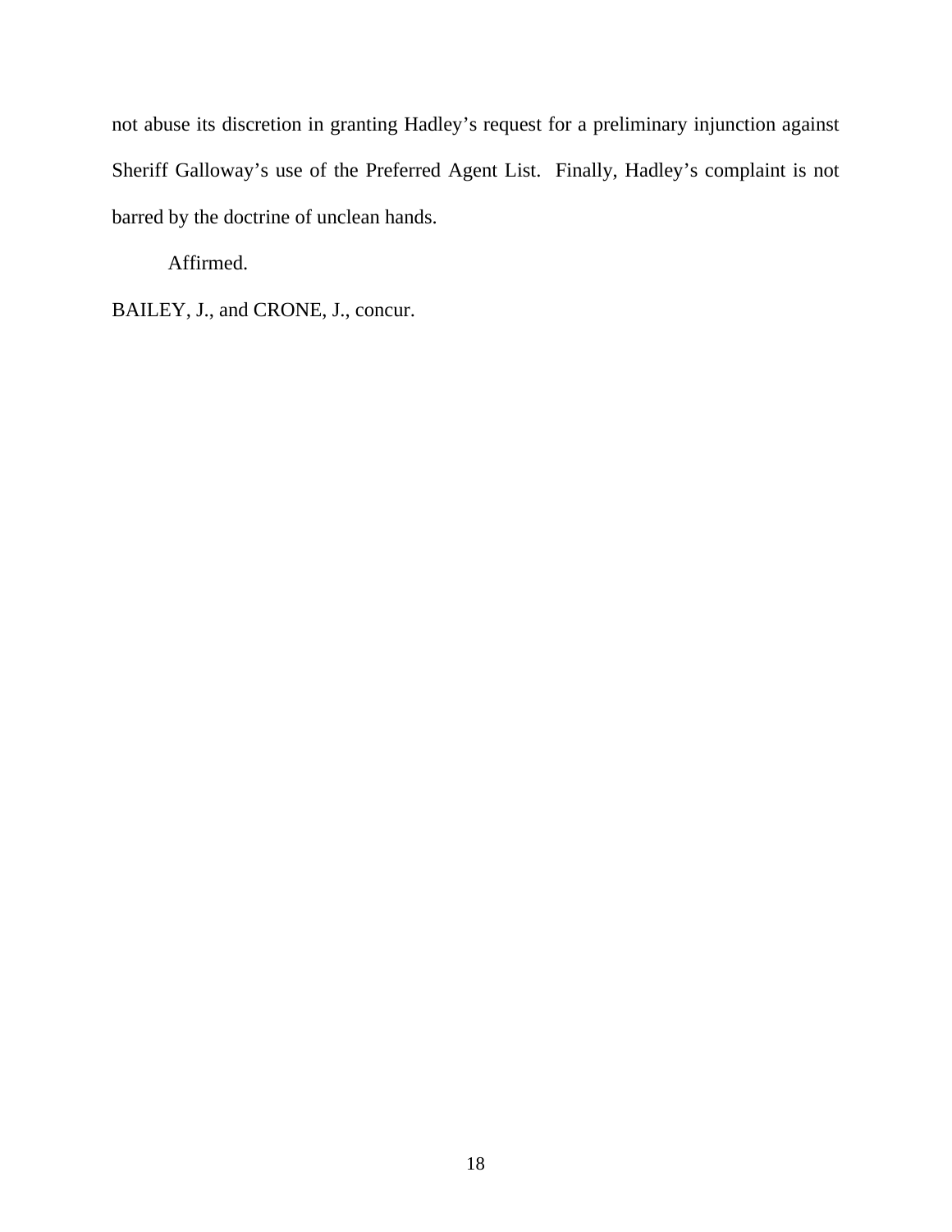not abuse its discretion in granting Hadley's request for a preliminary injunction against Sheriff Galloway's use of the Preferred Agent List. Finally, Hadley's complaint is not barred by the doctrine of unclean hands.

Affirmed.

BAILEY, J., and CRONE, J., concur.